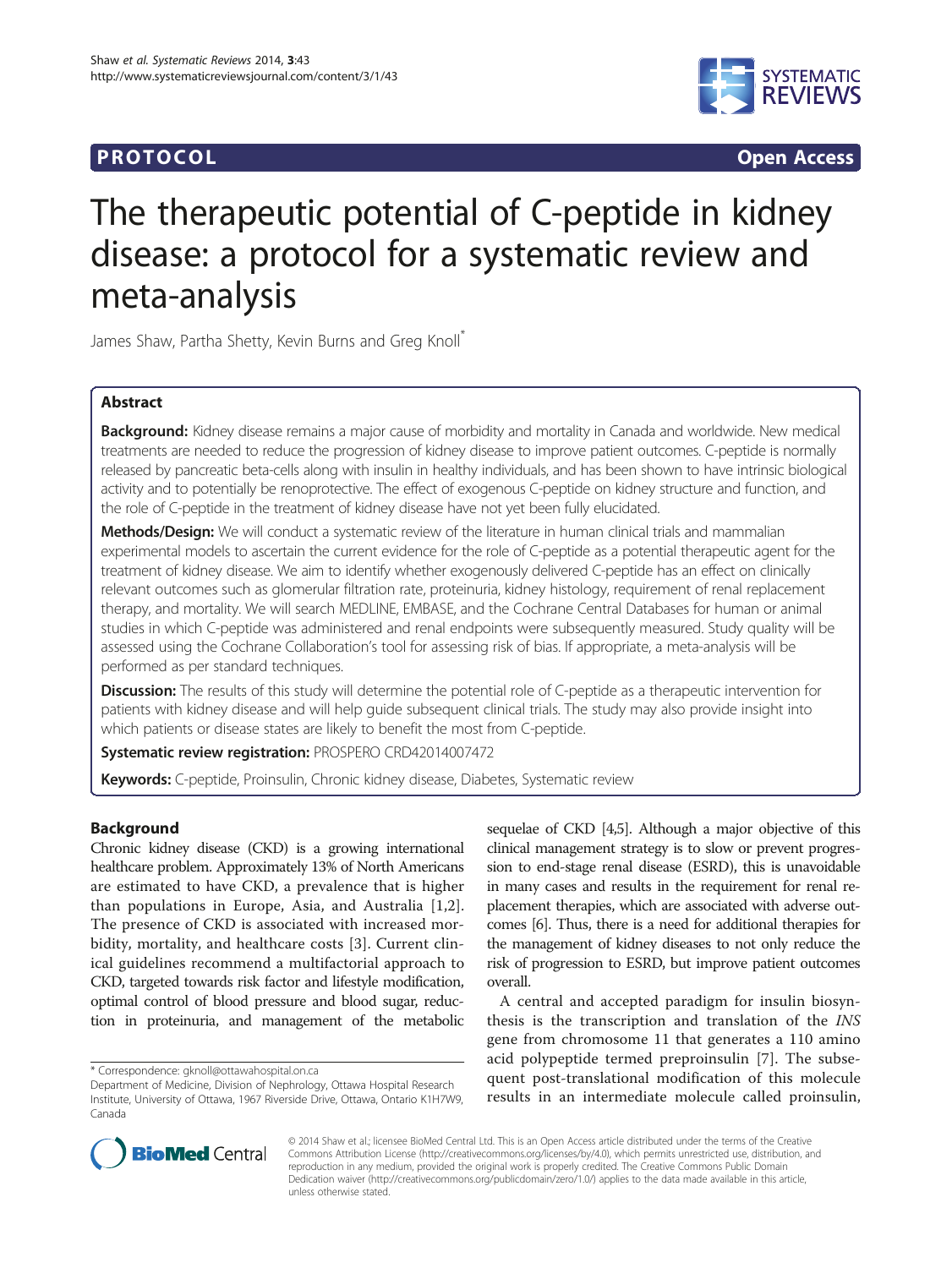**PROTOCOL** **Open Access**

# The therapeutic potential of C-peptide in kidney disease: a protocol for a systematic review and meta-analysis

James Shaw, Partha Shetty, Kevin Burns and Greg Knoll*

## Abstract

**Background:** Kidney disease remains a major cause of morbidity and mortality in Canada and worldwide. New medical treatments are needed to reduce the progression of kidney disease to improve patient outcomes. C-peptide is normally released by pancreatic beta-cells along with insulin in healthy individuals, and has been shown to have intrinsic biological activity and to potentially be renoprotective. The effect of exogenous C-peptide on kidney structure and function, and the role of C-peptide in the treatment of kidney disease have not yet been fully elucidated.

**Methods/Design:** We will conduct a systematic review of the literature in human clinical trials and mammalian experimental models to ascertain the current evidence for the role of C-peptide as a potential therapeutic agent for the treatment of kidney disease. We aim to identify whether exogenously delivered C-peptide has an effect on clinically relevant outcomes such as glomerular filtration rate, proteinuria, kidney histology, requirement of renal replacement therapy, and mortality. We will search MEDLINE, EMBASE, and the Cochrane Central Databases for human or animal studies in which C-peptide was administered and renal endpoints were subsequently measured. Study quality will be assessed using the Cochrane Collaboration's tool for assessing risk of bias. If appropriate, a meta-analysis will be performed as per standard techniques.

**Discussion:** The results of this study will determine the potential role of C-peptide as a therapeutic intervention for patients with kidney disease and will help guide subsequent clinical trials. The study may also provide insight into which patients or disease states are likely to benefit the most from C-peptide.

**Systematic review registration:** PROSPERO CRD42014007472

**Keywords:** C-peptide, Proinsulin, Chronic kidney disease, Diabetes, Systematic review

## Background

Chronic kidney disease (CKD) is a growing international healthcare problem. Approximately 13% of North Americans are estimated to have CKD, a prevalence that is higher than populations in Europe, Asia, and Australia [1,2]. The presence of CKD is associated with increased morbidity, mortality, and healthcare costs [3]. Current clinical guidelines recommend a multifactorial approach to CKD, targeted towards risk factor and lifestyle modification, optimal control of blood pressure and blood sugar, reduction in proteinuria, and management of the metabolic sequelae of CKD [4,5]. Although a major objective of this clinical management strategy is to slow or prevent progression to end-stage renal disease (ESRD), this is unavoidable in many cases and results in the requirement for renal replacement therapies, which are associated with adverse outcomes [6]. Thus, there is a need for additional therapies for the management of kidney diseases to not only reduce the risk of progression to ESRD, but improve patient outcomes overall.

A central and accepted paradigm for insulin biosynthesis is the transcription and translation of the *INS* gene from chromosome 11 that generates a 110 amino acid polypeptide termed preproinsulin [7]. The subsequent post-translational modification of this molecule results in an intermediate molecule called proinsulin,

\* Correspondence: gknoll@ottawahospital.on.ca
Department of Medicine, Division of Nephrology, Ottawa Hospital Research Institute, University of Ottawa, 1967 Riverside Drive, Ottawa, Ontario K1H7W9, Canada

© 2014 Shaw et al.; licensee BioMed Central Ltd. This is an Open Access article distributed under the terms of the Creative Commons Attribution License (http://creativecommons.org/licenses/by/4.0), which permits unrestricted use, distribution, and reproduction in any medium, provided the original work is properly credited. The Creative Commons Public Domain Dedication waiver (http://creativecommons.org/publicdomain/zero/1.0/) applies to the data made available in this article, unless otherwise stated.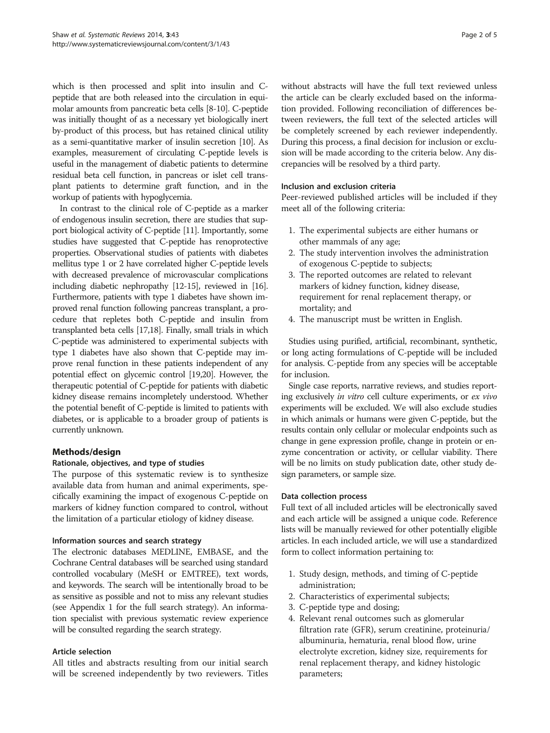which is then processed and split into insulin and C-peptide that are both released into the circulation in equimolar amounts from pancreatic beta cells [8-10]. C-peptide was initially thought of as a necessary yet biologically inert by-product of this process, but has retained clinical utility as a semi-quantitative marker of insulin secretion [10]. As examples, measurement of circulating C-peptide levels is useful in the management of diabetic patients to determine residual beta cell function, in pancreas or islet cell transplant patients to determine graft function, and in the workup of patients with hypoglycemia.

In contrast to the clinical role of C-peptide as a marker of endogenous insulin secretion, there are studies that support biological activity of C-peptide [11]. Importantly, some studies have suggested that C-peptide has renoprotective properties. Observational studies of patients with diabetes mellitus type 1 or 2 have correlated higher C-peptide levels with decreased prevalence of microvascular complications including diabetic nephropathy [12-15], reviewed in [16]. Furthermore, patients with type 1 diabetes have shown improved renal function following pancreas transplant, a procedure that repletes both C-peptide and insulin from transplanted beta cells [17,18]. Finally, small trials in which C-peptide was administered to experimental subjects with type 1 diabetes have also shown that C-peptide may improve renal function in these patients independent of any potential effect on glycemic control [19,20]. However, the therapeutic potential of C-peptide for patients with diabetic kidney disease remains incompletely understood. Whether the potential benefit of C-peptide is limited to patients with diabetes, or is applicable to a broader group of patients is currently unknown.

## Methods/design

### Rationale, objectives, and type of studies

The purpose of this systematic review is to synthesize available data from human and animal experiments, specifically examining the impact of exogenous C-peptide on markers of kidney function compared to control, without the limitation of a particular etiology of kidney disease.

### Information sources and search strategy

The electronic databases MEDLINE, EMBASE, and the Cochrane Central databases will be searched using standard controlled vocabulary (MeSH or EMTREE), text words, and keywords. The search will be intentionally broad to be as sensitive as possible and not to miss any relevant studies (see Appendix 1 for the full search strategy). An information specialist with previous systematic review experience will be consulted regarding the search strategy.

### Article selection

All titles and abstracts resulting from our initial search will be screened independently by two reviewers. Titles without abstracts will have the full text reviewed unless the article can be clearly excluded based on the information provided. Following reconciliation of differences between reviewers, the full text of the selected articles will be completely screened by each reviewer independently. During this process, a final decision for inclusion or exclusion will be made according to the criteria below. Any discrepancies will be resolved by a third party.

### Inclusion and exclusion criteria

Peer-reviewed published articles will be included if they meet all of the following criteria:

1. The experimental subjects are either humans or other mammals of any age;
2. The study intervention involves the administration of exogenous C-peptide to subjects;
3. The reported outcomes are related to relevant markers of kidney function, kidney disease, requirement for renal replacement therapy, or mortality; and
4. The manuscript must be written in English.

Studies using purified, artificial, recombinant, synthetic, or long acting formulations of C-peptide will be included for analysis. C-peptide from any species will be acceptable for inclusion.

Single case reports, narrative reviews, and studies reporting exclusively *in vitro* cell culture experiments, or *ex vivo* experiments will be excluded. We will also exclude studies in which animals or humans were given C-peptide, but the results contain only cellular or molecular endpoints such as change in gene expression profile, change in protein or enzyme concentration or activity, or cellular viability. There will be no limits on study publication date, other study design parameters, or sample size.

### Data collection process

Full text of all included articles will be electronically saved and each article will be assigned a unique code. Reference lists will be manually reviewed for other potentially eligible articles. In each included article, we will use a standardized form to collect information pertaining to:

1. Study design, methods, and timing of C-peptide administration;
2. Characteristics of experimental subjects;
3. C-peptide type and dosing;
4. Relevant renal outcomes such as glomerular filtration rate (GFR), serum creatinine, proteinuria/albuminuria, hematuria, renal blood flow, urine electrolyte excretion, kidney size, requirements for renal replacement therapy, and kidney histologic parameters;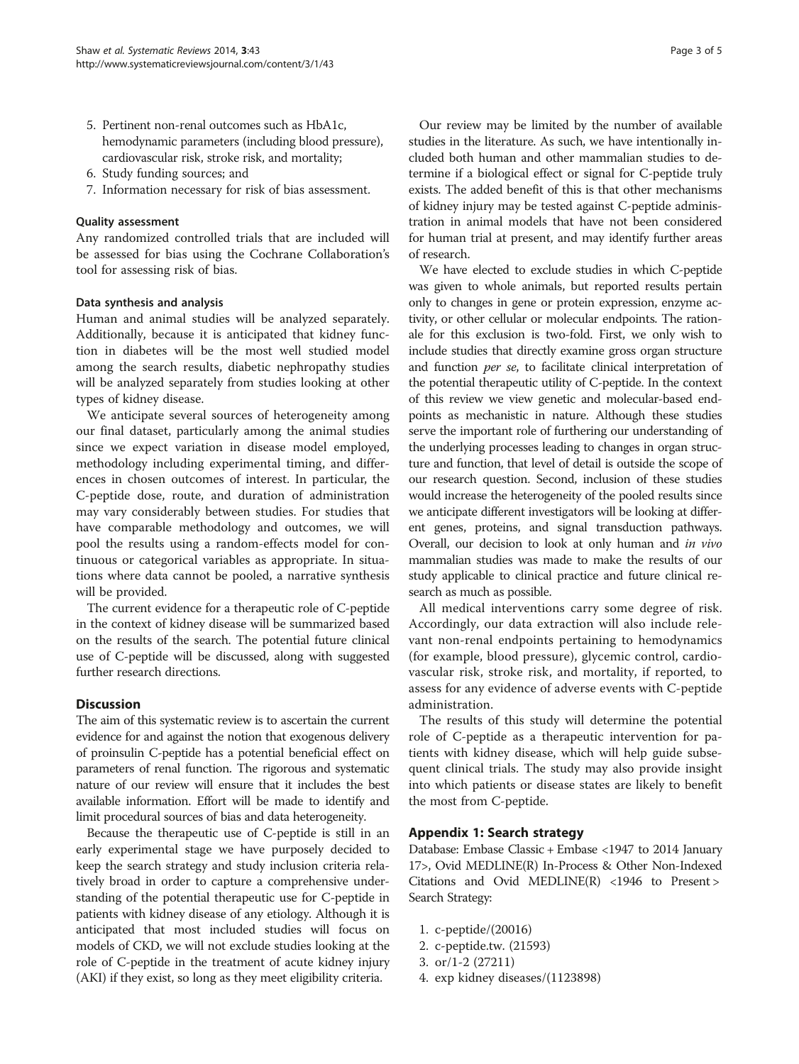5. Pertinent non-renal outcomes such as HbA1c, hemodynamic parameters (including blood pressure), cardiovascular risk, stroke risk, and mortality;
6. Study funding sources; and
7. Information necessary for risk of bias assessment.

#### Quality assessment

Any randomized controlled trials that are included will be assessed for bias using the Cochrane Collaboration's tool for assessing risk of bias.

#### Data synthesis and analysis

Human and animal studies will be analyzed separately. Additionally, because it is anticipated that kidney function in diabetes will be the most well studied model among the search results, diabetic nephropathy studies will be analyzed separately from studies looking at other types of kidney disease.

We anticipate several sources of heterogeneity among our final dataset, particularly among the animal studies since we expect variation in disease model employed, methodology including experimental timing, and differences in chosen outcomes of interest. In particular, the C-peptide dose, route, and duration of administration may vary considerably between studies. For studies that have comparable methodology and outcomes, we will pool the results using a random-effects model for continuous or categorical variables as appropriate. In situations where data cannot be pooled, a narrative synthesis will be provided.

The current evidence for a therapeutic role of C-peptide in the context of kidney disease will be summarized based on the results of the search. The potential future clinical use of C-peptide will be discussed, along with suggested further research directions.

## Discussion

The aim of this systematic review is to ascertain the current evidence for and against the notion that exogenous delivery of proinsulin C-peptide has a potential beneficial effect on parameters of renal function. The rigorous and systematic nature of our review will ensure that it includes the best available information. Effort will be made to identify and limit procedural sources of bias and data heterogeneity.

Because the therapeutic use of C-peptide is still in an early experimental stage we have purposely decided to keep the search strategy and study inclusion criteria relatively broad in order to capture a comprehensive understanding of the potential therapeutic use for C-peptide in patients with kidney disease of any etiology. Although it is anticipated that most included studies will focus on models of CKD, we will not exclude studies looking at the role of C-peptide in the treatment of acute kidney injury (AKI) if they exist, so long as they meet eligibility criteria.

Our review may be limited by the number of available studies in the literature. As such, we have intentionally included both human and other mammalian studies to determine if a biological effect or signal for C-peptide truly exists. The added benefit of this is that other mechanisms of kidney injury may be tested against C-peptide administration in animal models that have not been considered for human trial at present, and may identify further areas of research.

We have elected to exclude studies in which C-peptide was given to whole animals, but reported results pertain only to changes in gene or protein expression, enzyme activity, or other cellular or molecular endpoints. The rationale for this exclusion is two-fold. First, we only wish to include studies that directly examine gross organ structure and function *per se*, to facilitate clinical interpretation of the potential therapeutic utility of C-peptide. In the context of this review we view genetic and molecular-based endpoints as mechanistic in nature. Although these studies serve the important role of furthering our understanding of the underlying processes leading to changes in organ structure and function, that level of detail is outside the scope of our research question. Second, inclusion of these studies would increase the heterogeneity of the pooled results since we anticipate different investigators will be looking at different genes, proteins, and signal transduction pathways. Overall, our decision to look at only human and *in vivo* mammalian studies was made to make the results of our study applicable to clinical practice and future clinical research as much as possible.

All medical interventions carry some degree of risk. Accordingly, our data extraction will also include relevant non-renal endpoints pertaining to hemodynamics (for example, blood pressure), glycemic control, cardiovascular risk, stroke risk, and mortality, if reported, to assess for any evidence of adverse events with C-peptide administration.

The results of this study will determine the potential role of C-peptide as a therapeutic intervention for patients with kidney disease, which will help guide subsequent clinical trials. The study may also provide insight into which patients or disease states are likely to benefit the most from C-peptide.

## Appendix 1: Search strategy

Database: Embase Classic + Embase <1947 to 2014 January 17>, Ovid MEDLINE(R) In-Process & Other Non-Indexed Citations and Ovid MEDLINE(R) <1946 to Present> Search Strategy:

1. c-peptide/(20016)
2. c-peptide.tw. (21593)
3. or/1-2 (27211)
4. exp kidney diseases/(1123898)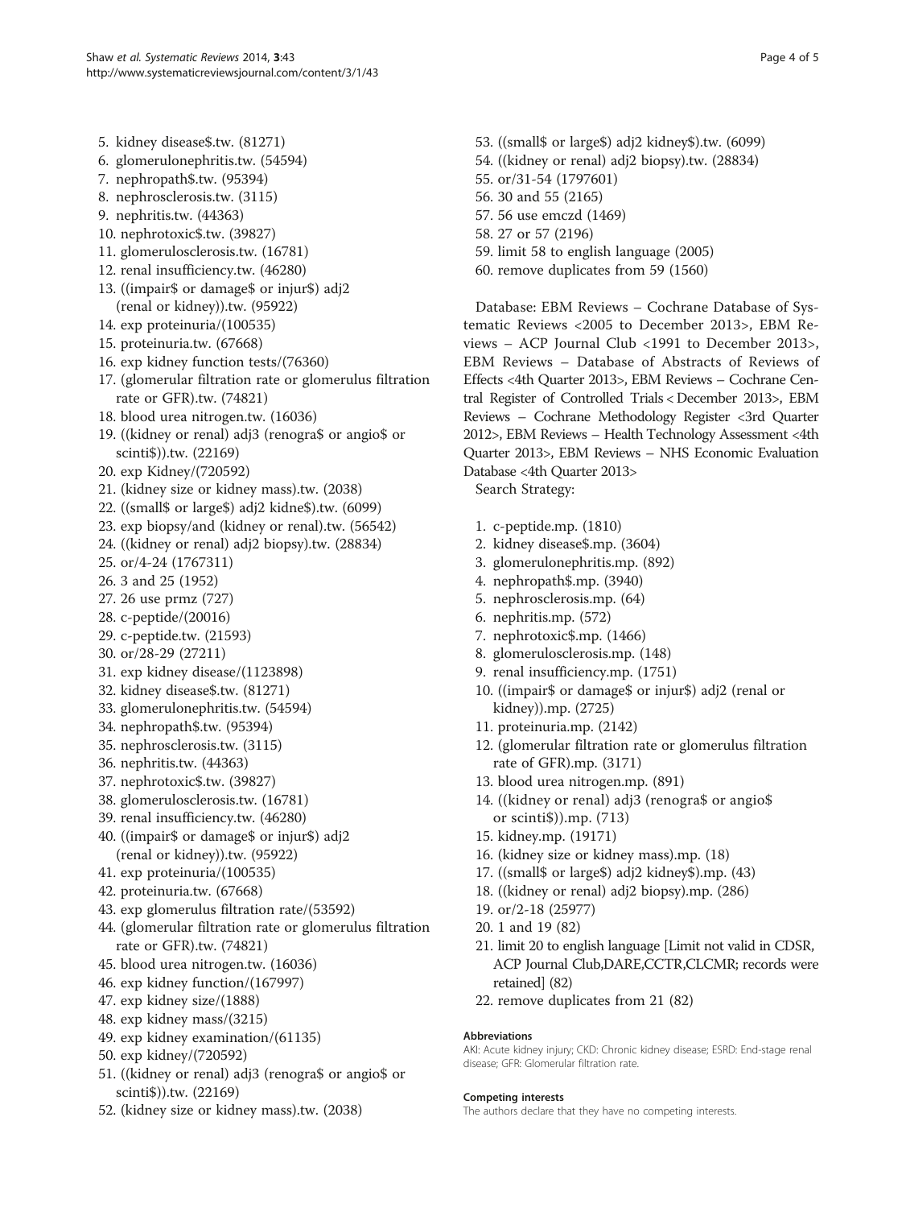5. kidney disease$.tw. (81271)
6. glomerulonephritis.tw. (54594)
7. nephropath$.tw. (95394)
8. nephrosclerosis.tw. (3115)
9. nephritis.tw. (44363)
10. nephrotoxic$.tw. (39827)
11. glomerulosclerosis.tw. (16781)
12. renal insufficiency.tw. (46280)
13. ((impair$ or damage$ or injur$) adj2 (renal or kidney)).tw. (95922)
14. exp proteinuria/(100535)
15. proteinuria.tw. (67668)
16. exp kidney function tests/(76360)
17. (glomerular filtration rate or glomerulus filtration rate or GFR).tw. (74821)
18. blood urea nitrogen.tw. (16036)
19. ((kidney or renal) adj3 (renogra$ or angio$ or scinti$)).tw. (22169)
20. exp Kidney/(720592)
21. (kidney size or kidney mass).tw. (2038)
22. ((small$ or large$) adj2 kidne$).tw. (6099)
23. exp biopsy/and (kidney or renal).tw. (56542)
24. ((kidney or renal) adj2 biopsy).tw. (28834)
25. or/4-24 (1767311)
26. 3 and 25 (1952)
27. 26 use prmz (727)
28. c-peptide/(20016)
29. c-peptide.tw. (21593)
30. or/28-29 (27211)
31. exp kidney disease/(1123898)
32. kidney disease$.tw. (81271)
33. glomerulonephritis.tw. (54594)
34. nephropath$.tw. (95394)
35. nephrosclerosis.tw. (3115)
36. nephritis.tw. (44363)
37. nephrotoxic$.tw. (39827)
38. glomerulosclerosis.tw. (16781)
39. renal insufficiency.tw. (46280)
40. ((impair$ or damage$ or injur$) adj2 (renal or kidney)).tw. (95922)
41. exp proteinuria/(100535)
42. proteinuria.tw. (67668)
43. exp glomerulus filtration rate/(53592)
44. (glomerular filtration rate or glomerulus filtration rate or GFR).tw. (74821)
45. blood urea nitrogen.tw. (16036)
46. exp kidney function/(167997)
47. exp kidney size/(1888)
48. exp kidney mass/(3215)
49. exp kidney examination/(61135)
50. exp kidney/(720592)
51. ((kidney or renal) adj3 (renogra$ or angio$ or scinti$)).tw. (22169)
52. (kidney size or kidney mass).tw. (2038)
53. ((small$ or large$) adj2 kidney$).tw. (6099)
54. ((kidney or renal) adj2 biopsy).tw. (28834)
55. or/31-54 (1797601)
56. 30 and 55 (2165)
57. 56 use emczd (1469)
58. 27 or 57 (2196)
59. limit 58 to english language (2005)
60. remove duplicates from 59 (1560)

Database: EBM Reviews – Cochrane Database of Systematic Reviews <2005 to December 2013>, EBM Reviews – ACP Journal Club <1991 to December 2013>, EBM Reviews – Database of Abstracts of Reviews of Effects <4th Quarter 2013>, EBM Reviews – Cochrane Central Register of Controlled Trials < December 2013>, EBM Reviews – Cochrane Methodology Register <3rd Quarter 2012>, EBM Reviews – Health Technology Assessment <4th Quarter 2013>, EBM Reviews – NHS Economic Evaluation Database <4th Quarter 2013>

Search Strategy:

1. c-peptide.mp. (1810)
2. kidney disease$.mp. (3604)
3. glomerulonephritis.mp. (892)
4. nephropath$.mp. (3940)
5. nephrosclerosis.mp. (64)
6. nephritis.mp. (572)
7. nephrotoxic$.mp. (1466)
8. glomerulosclerosis.mp. (148)
9. renal insufficiency.mp. (1751)
10. ((impair$ or damage$ or injur$) adj2 (renal or kidney)).mp. (2725)
11. proteinuria.mp. (2142)
12. (glomerular filtration rate or glomerulus filtration rate of GFR).mp. (3171)
13. blood urea nitrogen.mp. (891)
14. ((kidney or renal) adj3 (renogra$ or angio$ or scinti$)).mp. (713)
15. kidney.mp. (19171)
16. (kidney size or kidney mass).mp. (18)
17. ((small$ or large$) adj2 kidney$).mp. (43)
18. ((kidney or renal) adj2 biopsy).mp. (286)
19. or/2-18 (25977)
20. 1 and 19 (82)
21. limit 20 to english language [Limit not valid in CDSR, ACP Journal Club,DARE,CCTR,CLCMR; records were retained] (82)
22. remove duplicates from 21 (82)

#### Abbreviations

AKI: Acute kidney injury; CKD: Chronic kidney disease; ESRD: End-stage renal disease; GFR: Glomerular filtration rate.

#### Competing interests

The authors declare that they have no competing interests.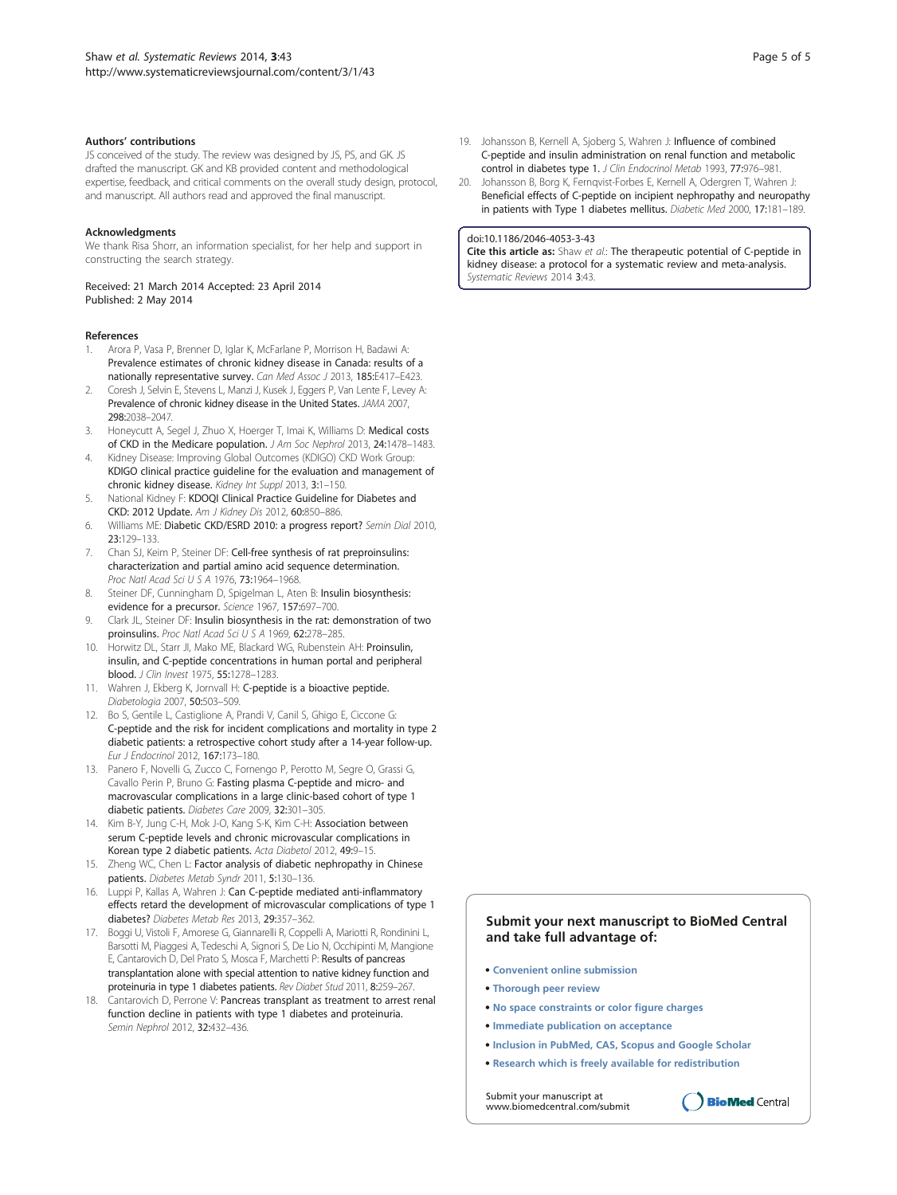### Authors' contributions

JS conceived of the study. The review was designed by JS, PS, and GK. JS drafted the manuscript. GK and KB provided content and methodological expertise, feedback, and critical comments on the overall study design, protocol, and manuscript. All authors read and approved the final manuscript.

### Acknowledgments

We thank Risa Shorr, an information specialist, for her help and support in constructing the search strategy.

Received: 21 March 2014 Accepted: 23 April 2014
Published: 2 May 2014

### References

1. Arora P, Vasa P, Brenner D, Iglar K, McFarlane P, Morrison H, Badawi A: **Prevalence estimates of chronic kidney disease in Canada: results of a nationally representative survey.** *Can Med Assoc J* 2013, **185:**E417–E423.
2. Coresh J, Selvin E, Stevens L, Manzi J, Kusek J, Eggers P, Van Lente F, Levey A: **Prevalence of chronic kidney disease in the United States.** *JAMA* 2007, **298:**2038–2047.
3. Honeycutt A, Segel J, Zhuo X, Hoerger T, Imai K, Williams D: **Medical costs of CKD in the Medicare population.** *J Am Soc Nephrol* 2013, **24:**1478–1483.
4. Kidney Disease: Improving Global Outcomes (KDIGO) CKD Work Group: **KDIGO clinical practice guideline for the evaluation and management of chronic kidney disease.** *Kidney Int Suppl* 2013, **3:**1–150.
5. National Kidney F: **KDOQI Clinical Practice Guideline for Diabetes and CKD: 2012 Update.** *Am J Kidney Dis* 2012, **60:**850–886.
6. Williams ME: **Diabetic CKD/ESRD 2010: a progress report?** *Semin Dial* 2010, **23:**129–133.
7. Chan SJ, Keim P, Steiner DF: **Cell-free synthesis of rat preproinsulins: characterization and partial amino acid sequence determination.** *Proc Natl Acad Sci U S A* 1976, **73:**1964–1968.
8. Steiner DF, Cunningham D, Spigelman L, Aten B: **Insulin biosynthesis: evidence for a precursor.** *Science* 1967, **157:**697–700.
9. Clark JL, Steiner DF: **Insulin biosynthesis in the rat: demonstration of two proinsulins.** *Proc Natl Acad Sci U S A* 1969, **62:**278–285.
10. Horwitz DL, Starr JI, Mako ME, Blackard WG, Rubenstein AH: **Proinsulin, insulin, and C-peptide concentrations in human portal and peripheral blood.** *J Clin Invest* 1975, **55:**1278–1283.
11. Wahren J, Ekberg K, Jornvall H: **C-peptide is a bioactive peptide.** *Diabetologia* 2007, **50:**503–509.
12. Bo S, Gentile L, Castiglione A, Prandi V, Canil S, Ghigo E, Ciccone G: **C-peptide and the risk for incident complications and mortality in type 2 diabetic patients: a retrospective cohort study after a 14-year follow-up.** *Eur J Endocrinol* 2012, **167:**173–180.
13. Panero F, Novelli G, Zucco C, Fornengo P, Perotto M, Segre O, Grassi G, Cavallo Perin P, Bruno G: **Fasting plasma C-peptide and micro- and macrovascular complications in a large clinic-based cohort of type 1 diabetic patients.** *Diabetes Care* 2009, **32:**301–305.
14. Kim B-Y, Jung C-H, Mok J-O, Kang S-K, Kim C-H: **Association between serum C-peptide levels and chronic microvascular complications in Korean type 2 diabetic patients.** *Acta Diabetol* 2012, **49:**9–15.
15. Zheng WC, Chen L: **Factor analysis of diabetic nephropathy in Chinese patients.** *Diabetes Metab Syndr* 2011, **5:**130–136.
16. Luppi P, Kallas A, Wahren J: **Can C-peptide mediated anti-inflammatory effects retard the development of microvascular complications of type 1 diabetes?** *Diabetes Metab Res* 2013, **29:**357–362.
17. Boggi U, Vistoli F, Amorese G, Giannarelli R, Coppelli A, Mariotti R, Rondinini L, Barsotti M, Piaggesi A, Tedeschi A, Signori S, De Lio N, Occhipinti M, Mangione E, Cantarovich D, Del Prato S, Mosca F, Marchetti P: **Results of pancreas transplantation alone with special attention to native kidney function and proteinuria in type 1 diabetes patients.** *Rev Diabet Stud* 2011, **8:**259–267.
18. Cantarovich D, Perrone V: **Pancreas transplant as treatment to arrest renal function decline in patients with type 1 diabetes and proteinuria.** *Semin Nephrol* 2012, **32:**432–436.
19. Johansson B, Kernell A, Sjoberg S, Wahren J: **Influence of combined C-peptide and insulin administration on renal function and metabolic control in diabetes type 1.** *J Clin Endocrinol Metab* 1993, **77:**976–981.
20. Johansson B, Borg K, Fernqvist-Forbes E, Kernell A, Odergren T, Wahren J: **Beneficial effects of C-peptide on incipient nephropathy and neuropathy in patients with Type 1 diabetes mellitus.** *Diabetic Med* 2000, **17:**181–189.

doi:10.1186/2046-4053-3-43
**Cite this article as:** Shaw *et al.*: The therapeutic potential of C-peptide in kidney disease: a protocol for a systematic review and meta-analysis. *Systematic Reviews* 2014 **3**:43.

**Submit your next manuscript to BioMed Central and take full advantage of:**

- **Convenient online submission**
- **Thorough peer review**
- **No space constraints or color figure charges**
- **Immediate publication on acceptance**
- **Inclusion in PubMed, CAS, Scopus and Google Scholar**
- **Research which is freely available for redistribution**

Submit your manuscript at
www.biomedcentral.com/submit

BioMed Central